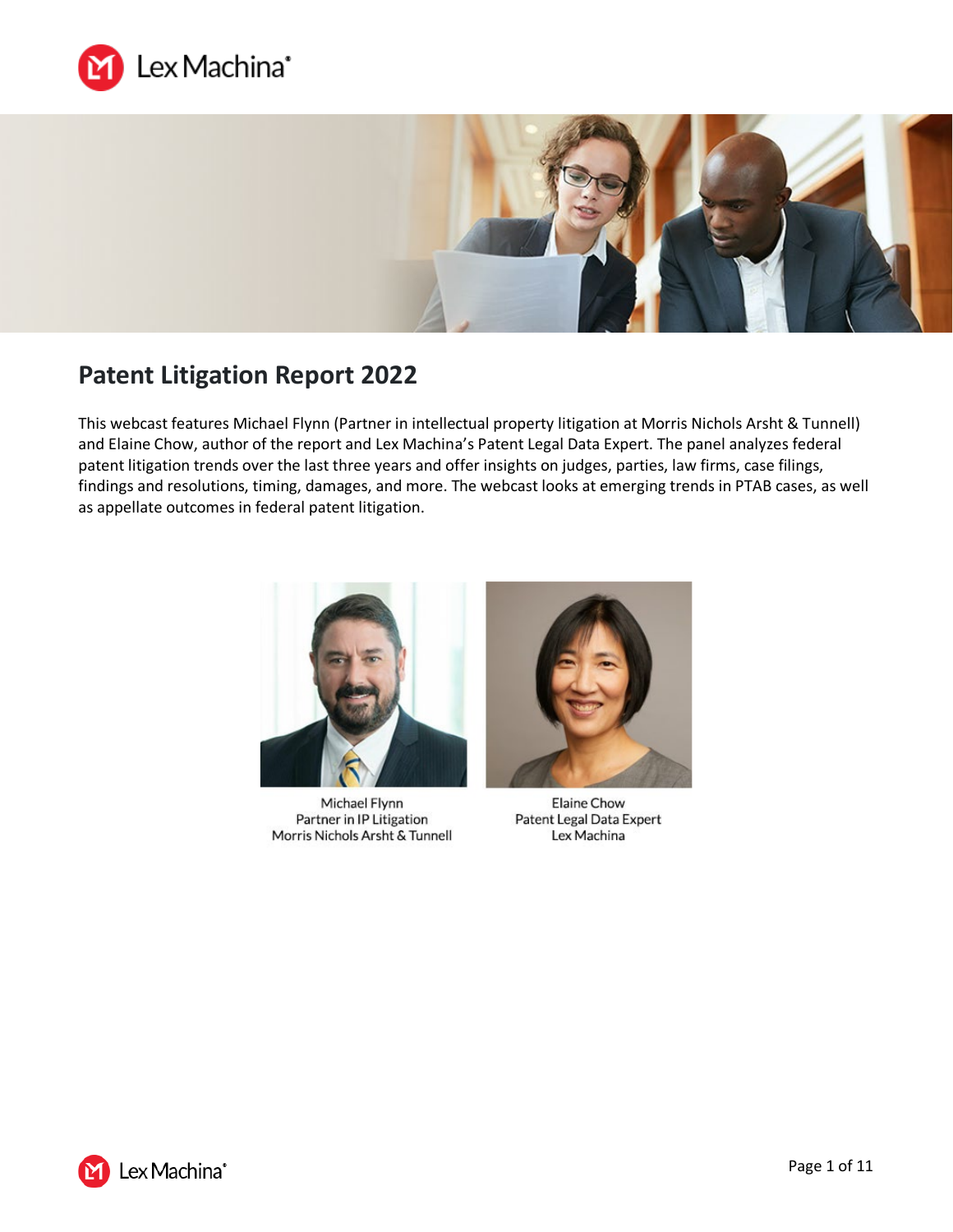# Patent Litigation Report 2022

This webcast features Michael Flynn (Partner in intellectual property litigation at Morris Nichols Arsht & Tunnell) and Elaine Chow, author of the report and Lex Machina's Patent Legal Data Expert. The panel analyzes federal patent litigation trends over the last three years and offer insights on judges, parties, law firms, case filings, findings and resolutions, timing, damages, and more. The webcast looks at emerging trends in PTAB cases, as well as appellate outcomes in federal patent litigation.

Michael Flynn
Partner in IP Litigation
Morris Nichols Arsht & Tunnell

Elaine Chow
Patent Legal Data Expert
Lex Machina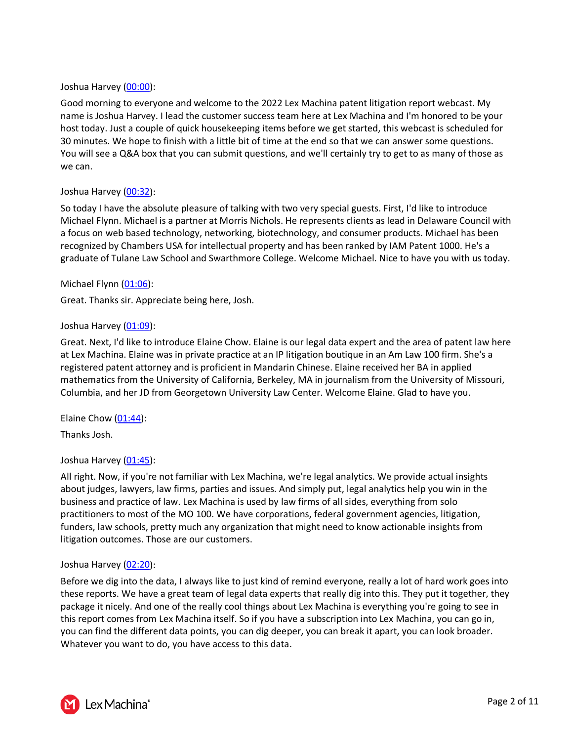Joshua Harvey ([00:00](#)):

Good morning to everyone and welcome to the 2022 Lex Machina patent litigation report webcast. My name is Joshua Harvey. I lead the customer success team here at Lex Machina and I'm honored to be your host today. Just a couple of quick housekeeping items before we get started, this webcast is scheduled for 30 minutes. We hope to finish with a little bit of time at the end so that we can answer some questions. You will see a Q&A box that you can submit questions, and we'll certainly try to get to as many of those as we can.

Joshua Harvey ([00:32](#)):

So today I have the absolute pleasure of talking with two very special guests. First, I'd like to introduce Michael Flynn. Michael is a partner at Morris Nichols. He represents clients as lead in Delaware Council with a focus on web based technology, networking, biotechnology, and consumer products. Michael has been recognized by Chambers USA for intellectual property and has been ranked by IAM Patent 1000. He's a graduate of Tulane Law School and Swarthmore College. Welcome Michael. Nice to have you with us today.

Michael Flynn ([01:06](#)):

Great. Thanks sir. Appreciate being here, Josh.

Joshua Harvey ([01:09](#)):

Great. Next, I'd like to introduce Elaine Chow. Elaine is our legal data expert and the area of patent law here at Lex Machina. Elaine was in private practice at an IP litigation boutique in an Am Law 100 firm. She's a registered patent attorney and is proficient in Mandarin Chinese. Elaine received her BA in applied mathematics from the University of California, Berkeley, MA in journalism from the University of Missouri, Columbia, and her JD from Georgetown University Law Center. Welcome Elaine. Glad to have you.

Elaine Chow ([01:44](#)):

Thanks Josh.

Joshua Harvey ([01:45](#)):

All right. Now, if you're not familiar with Lex Machina, we're legal analytics. We provide actual insights about judges, lawyers, law firms, parties and issues. And simply put, legal analytics help you win in the business and practice of law. Lex Machina is used by law firms of all sides, everything from solo practitioners to most of the MO 100. We have corporations, federal government agencies, litigation, funders, law schools, pretty much any organization that might need to know actionable insights from litigation outcomes. Those are our customers.

Joshua Harvey ([02:20](#)):

Before we dig into the data, I always like to just kind of remind everyone, really a lot of hard work goes into these reports. We have a great team of legal data experts that really dig into this. They put it together, they package it nicely. And one of the really cool things about Lex Machina is everything you're going to see in this report comes from Lex Machina itself. So if you have a subscription into Lex Machina, you can go in, you can find the different data points, you can dig deeper, you can break it apart, you can look broader. Whatever you want to do, you have access to this data.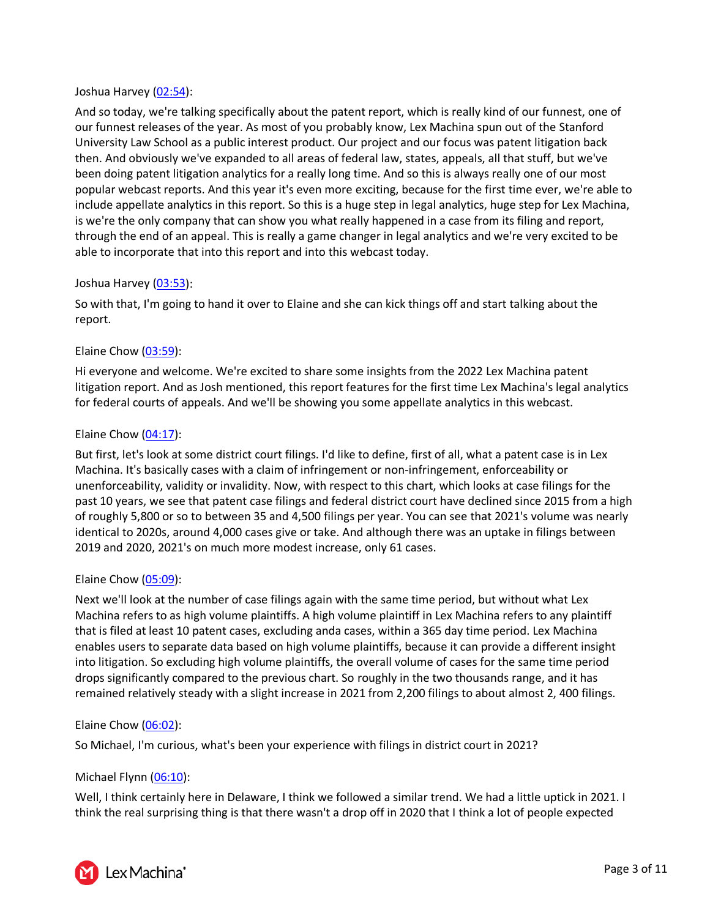Joshua Harvey ([02:54](#)):

And so today, we're talking specifically about the patent report, which is really kind of our funnest, one of our funnest releases of the year. As most of you probably know, Lex Machina spun out of the Stanford University Law School as a public interest product. Our project and our focus was patent litigation back then. And obviously we've expanded to all areas of federal law, states, appeals, all that stuff, but we've been doing patent litigation analytics for a really long time. And so this is always really one of our most popular webcast reports. And this year it's even more exciting, because for the first time ever, we're able to include appellate analytics in this report. So this is a huge step in legal analytics, huge step for Lex Machina, is we're the only company that can show you what really happened in a case from its filing and report, through the end of an appeal. This is really a game changer in legal analytics and we're very excited to be able to incorporate that into this report and into this webcast today.

Joshua Harvey ([03:53](#)):

So with that, I'm going to hand it over to Elaine and she can kick things off and start talking about the report.

Elaine Chow ([03:59](#)):

Hi everyone and welcome. We're excited to share some insights from the 2022 Lex Machina patent litigation report. And as Josh mentioned, this report features for the first time Lex Machina's legal analytics for federal courts of appeals. And we'll be showing you some appellate analytics in this webcast.

Elaine Chow ([04:17](#)):

But first, let's look at some district court filings. I'd like to define, first of all, what a patent case is in Lex Machina. It's basically cases with a claim of infringement or non-infringement, enforceability or unenforceability, validity or invalidity. Now, with respect to this chart, which looks at case filings for the past 10 years, we see that patent case filings and federal district court have declined since 2015 from a high of roughly 5,800 or so to between 35 and 4,500 filings per year. You can see that 2021's volume was nearly identical to 2020s, around 4,000 cases give or take. And although there was an uptake in filings between 2019 and 2020, 2021's on much more modest increase, only 61 cases.

Elaine Chow ([05:09](#)):

Next we'll look at the number of case filings again with the same time period, but without what Lex Machina refers to as high volume plaintiffs. A high volume plaintiff in Lex Machina refers to any plaintiff that is filed at least 10 patent cases, excluding anda cases, within a 365 day time period. Lex Machina enables users to separate data based on high volume plaintiffs, because it can provide a different insight into litigation. So excluding high volume plaintiffs, the overall volume of cases for the same time period drops significantly compared to the previous chart. So roughly in the two thousands range, and it has remained relatively steady with a slight increase in 2021 from 2,200 filings to about almost 2, 400 filings.

Elaine Chow ([06:02](#)):

So Michael, I'm curious, what's been your experience with filings in district court in 2021?

Michael Flynn ([06:10](#)):

Well, I think certainly here in Delaware, I think we followed a similar trend. We had a little uptick in 2021. I think the real surprising thing is that there wasn't a drop off in 2020 that I think a lot of people expected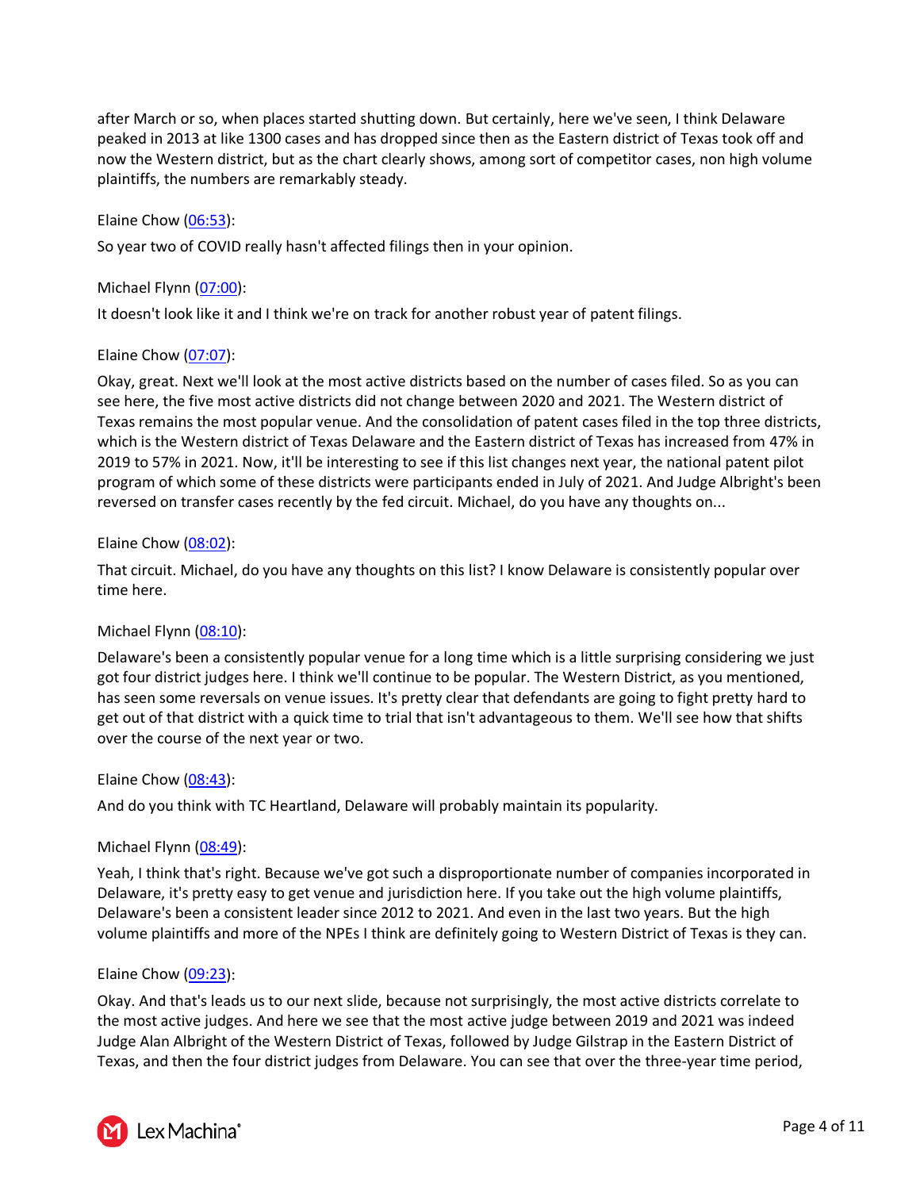after March or so, when places started shutting down. But certainly, here we've seen, I think Delaware peaked in 2013 at like 1300 cases and has dropped since then as the Eastern district of Texas took off and now the Western district, but as the chart clearly shows, among sort of competitor cases, non high volume plaintiffs, the numbers are remarkably steady.

Elaine Chow (06:53):

So year two of COVID really hasn't affected filings then in your opinion.

Michael Flynn (07:00):

It doesn't look like it and I think we're on track for another robust year of patent filings.

Elaine Chow (07:07):

Okay, great. Next we'll look at the most active districts based on the number of cases filed. So as you can see here, the five most active districts did not change between 2020 and 2021. The Western district of Texas remains the most popular venue. And the consolidation of patent cases filed in the top three districts, which is the Western district of Texas Delaware and the Eastern district of Texas has increased from 47% in 2019 to 57% in 2021. Now, it'll be interesting to see if this list changes next year, the national patent pilot program of which some of these districts were participants ended in July of 2021. And Judge Albright's been reversed on transfer cases recently by the fed circuit. Michael, do you have any thoughts on...

Elaine Chow (08:02):

That circuit. Michael, do you have any thoughts on this list? I know Delaware is consistently popular over time here.

Michael Flynn (08:10):

Delaware's been a consistently popular venue for a long time which is a little surprising considering we just got four district judges here. I think we'll continue to be popular. The Western District, as you mentioned, has seen some reversals on venue issues. It's pretty clear that defendants are going to fight pretty hard to get out of that district with a quick time to trial that isn't advantageous to them. We'll see how that shifts over the course of the next year or two.

Elaine Chow (08:43):

And do you think with TC Heartland, Delaware will probably maintain its popularity.

Michael Flynn (08:49):

Yeah, I think that's right. Because we've got such a disproportionate number of companies incorporated in Delaware, it's pretty easy to get venue and jurisdiction here. If you take out the high volume plaintiffs, Delaware's been a consistent leader since 2012 to 2021. And even in the last two years. But the high volume plaintiffs and more of the NPEs I think are definitely going to Western District of Texas is they can.

Elaine Chow (09:23):

Okay. And that's leads us to our next slide, because not surprisingly, the most active districts correlate to the most active judges. And here we see that the most active judge between 2019 and 2021 was indeed Judge Alan Albright of the Western District of Texas, followed by Judge Gilstrap in the Eastern District of Texas, and then the four district judges from Delaware. You can see that over the three-year time period,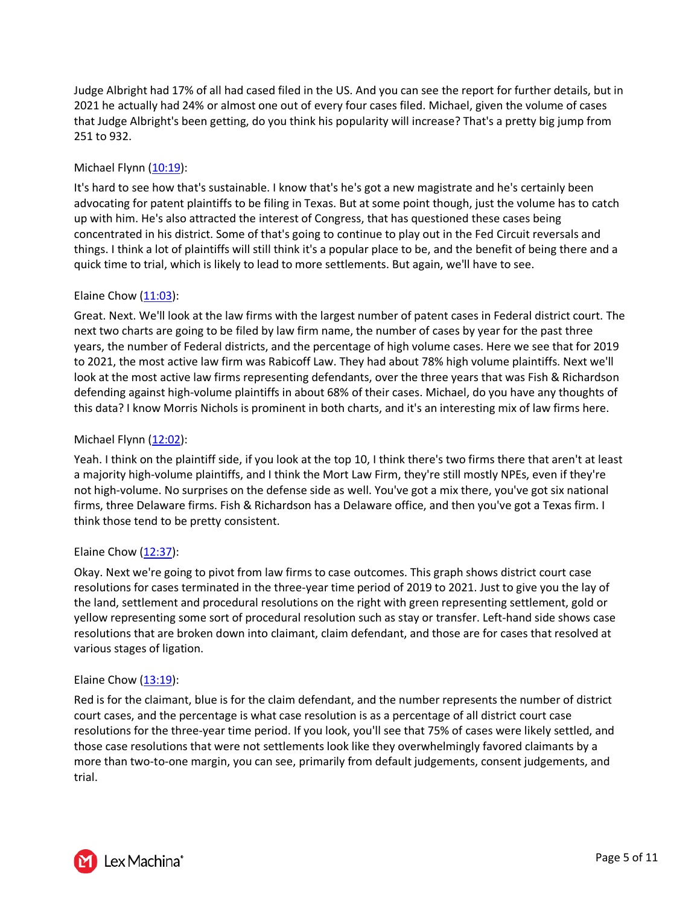Judge Albright had 17% of all had cased filed in the US. And you can see the report for further details, but in 2021 he actually had 24% or almost one out of every four cases filed. Michael, given the volume of cases that Judge Albright's been getting, do you think his popularity will increase? That's a pretty big jump from 251 to 932.

Michael Flynn (10:19):

It's hard to see how that's sustainable. I know that's he's got a new magistrate and he's certainly been advocating for patent plaintiffs to be filing in Texas. But at some point though, just the volume has to catch up with him. He's also attracted the interest of Congress, that has questioned these cases being concentrated in his district. Some of that's going to continue to play out in the Fed Circuit reversals and things. I think a lot of plaintiffs will still think it's a popular place to be, and the benefit of being there and a quick time to trial, which is likely to lead to more settlements. But again, we'll have to see.

Elaine Chow (11:03):

Great. Next. We'll look at the law firms with the largest number of patent cases in Federal district court. The next two charts are going to be filed by law firm name, the number of cases by year for the past three years, the number of Federal districts, and the percentage of high volume cases. Here we see that for 2019 to 2021, the most active law firm was Rabicoff Law. They had about 78% high volume plaintiffs. Next we'll look at the most active law firms representing defendants, over the three years that was Fish & Richardson defending against high-volume plaintiffs in about 68% of their cases. Michael, do you have any thoughts of this data? I know Morris Nichols is prominent in both charts, and it's an interesting mix of law firms here.

Michael Flynn (12:02):

Yeah. I think on the plaintiff side, if you look at the top 10, I think there's two firms there that aren't at least a majority high-volume plaintiffs, and I think the Mort Law Firm, they're still mostly NPEs, even if they're not high-volume. No surprises on the defense side as well. You've got a mix there, you've got six national firms, three Delaware firms. Fish & Richardson has a Delaware office, and then you've got a Texas firm. I think those tend to be pretty consistent.

Elaine Chow (12:37):

Okay. Next we're going to pivot from law firms to case outcomes. This graph shows district court case resolutions for cases terminated in the three-year time period of 2019 to 2021. Just to give you the lay of the land, settlement and procedural resolutions on the right with green representing settlement, gold or yellow representing some sort of procedural resolution such as stay or transfer. Left-hand side shows case resolutions that are broken down into claimant, claim defendant, and those are for cases that resolved at various stages of ligation.

Elaine Chow (13:19):

Red is for the claimant, blue is for the claim defendant, and the number represents the number of district court cases, and the percentage is what case resolution is as a percentage of all district court case resolutions for the three-year time period. If you look, you'll see that 75% of cases were likely settled, and those case resolutions that were not settlements look like they overwhelmingly favored claimants by a more than two-to-one margin, you can see, primarily from default judgements, consent judgements, and trial.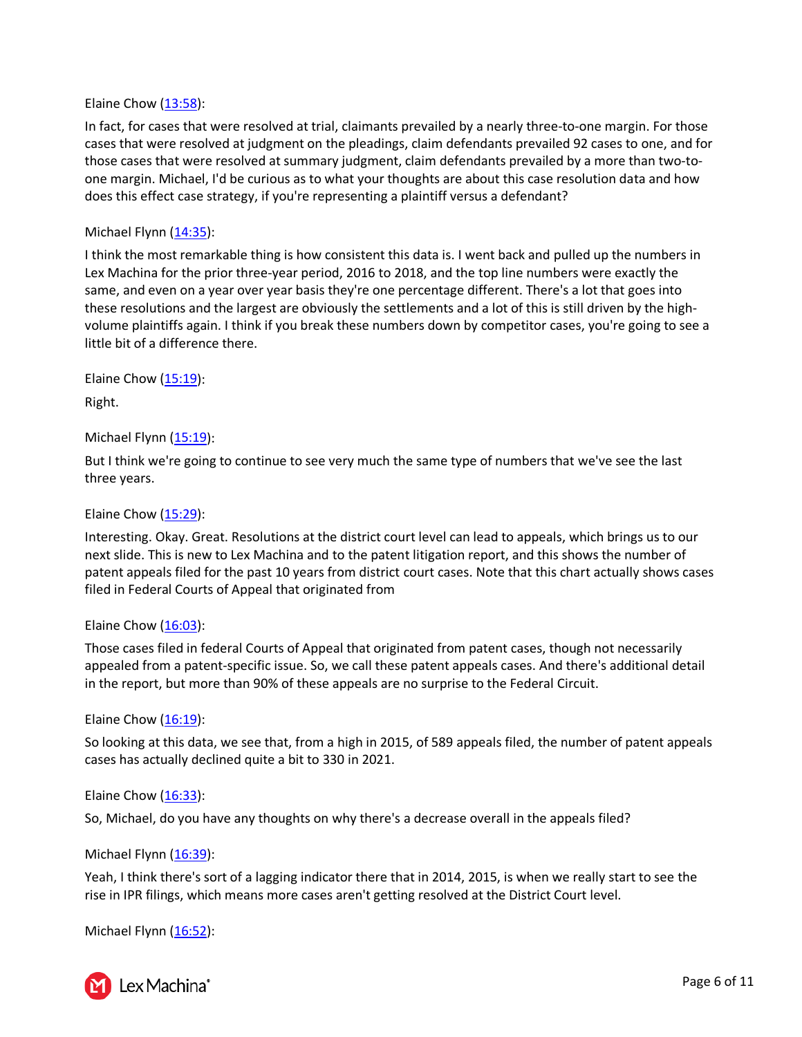Elaine Chow ([13:58](#)):

In fact, for cases that were resolved at trial, claimants prevailed by a nearly three-to-one margin. For those cases that were resolved at judgment on the pleadings, claim defendants prevailed 92 cases to one, and for those cases that were resolved at summary judgment, claim defendants prevailed by a more than two-to-one margin. Michael, I'd be curious as to what your thoughts are about this case resolution data and how does this effect case strategy, if you're representing a plaintiff versus a defendant?

Michael Flynn ([14:35](#)):

I think the most remarkable thing is how consistent this data is. I went back and pulled up the numbers in Lex Machina for the prior three-year period, 2016 to 2018, and the top line numbers were exactly the same, and even on a year over year basis they're one percentage different. There's a lot that goes into these resolutions and the largest are obviously the settlements and a lot of this is still driven by the high-volume plaintiffs again. I think if you break these numbers down by competitor cases, you're going to see a little bit of a difference there.

Elaine Chow ([15:19](#)):

Right.

Michael Flynn ([15:19](#)):

But I think we're going to continue to see very much the same type of numbers that we've see the last three years.

Elaine Chow ([15:29](#)):

Interesting. Okay. Great. Resolutions at the district court level can lead to appeals, which brings us to our next slide. This is new to Lex Machina and to the patent litigation report, and this shows the number of patent appeals filed for the past 10 years from district court cases. Note that this chart actually shows cases filed in Federal Courts of Appeal that originated from

Elaine Chow ([16:03](#)):

Those cases filed in federal Courts of Appeal that originated from patent cases, though not necessarily appealed from a patent-specific issue. So, we call these patent appeals cases. And there's additional detail in the report, but more than 90% of these appeals are no surprise to the Federal Circuit.

Elaine Chow ([16:19](#)):

So looking at this data, we see that, from a high in 2015, of 589 appeals filed, the number of patent appeals cases has actually declined quite a bit to 330 in 2021.

Elaine Chow ([16:33](#)):

So, Michael, do you have any thoughts on why there's a decrease overall in the appeals filed?

Michael Flynn ([16:39](#)):

Yeah, I think there's sort of a lagging indicator there that in 2014, 2015, is when we really start to see the rise in IPR filings, which means more cases aren't getting resolved at the District Court level.

Michael Flynn ([16:52](#)):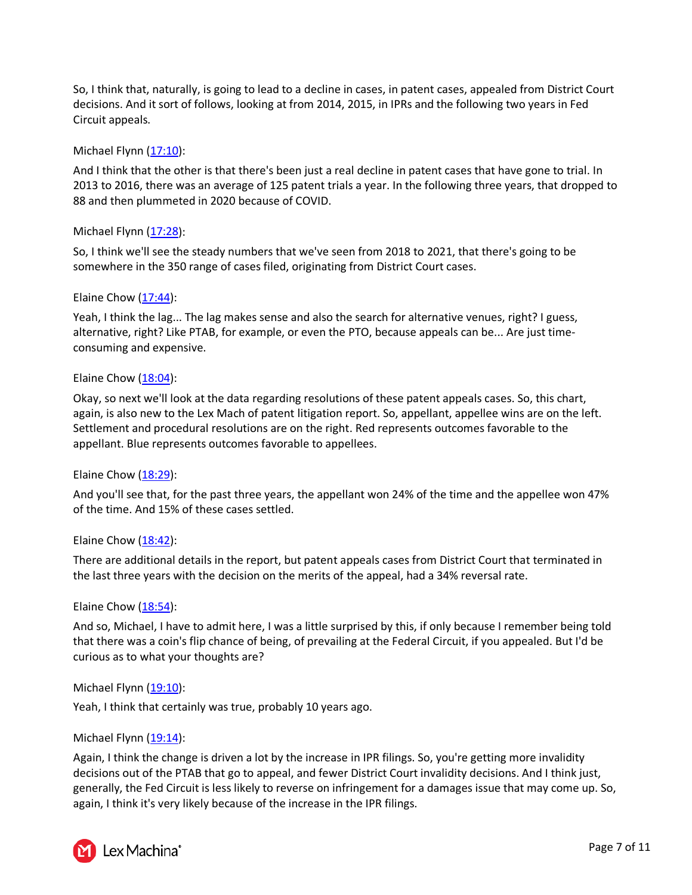So, I think that, naturally, is going to lead to a decline in cases, in patent cases, appealed from District Court decisions. And it sort of follows, looking at from 2014, 2015, in IPRs and the following two years in Fed Circuit appeals.

Michael Flynn (17:10):

And I think that the other is that there's been just a real decline in patent cases that have gone to trial. In 2013 to 2016, there was an average of 125 patent trials a year. In the following three years, that dropped to 88 and then plummeted in 2020 because of COVID.

Michael Flynn (17:28):

So, I think we'll see the steady numbers that we've seen from 2018 to 2021, that there's going to be somewhere in the 350 range of cases filed, originating from District Court cases.

Elaine Chow (17:44):

Yeah, I think the lag... The lag makes sense and also the search for alternative venues, right? I guess, alternative, right? Like PTAB, for example, or even the PTO, because appeals can be... Are just time-consuming and expensive.

Elaine Chow (18:04):

Okay, so next we'll look at the data regarding resolutions of these patent appeals cases. So, this chart, again, is also new to the Lex Mach of patent litigation report. So, appellant, appellee wins are on the left. Settlement and procedural resolutions are on the right. Red represents outcomes favorable to the appellant. Blue represents outcomes favorable to appellees.

Elaine Chow (18:29):

And you'll see that, for the past three years, the appellant won 24% of the time and the appellee won 47% of the time. And 15% of these cases settled.

Elaine Chow (18:42):

There are additional details in the report, but patent appeals cases from District Court that terminated in the last three years with the decision on the merits of the appeal, had a 34% reversal rate.

Elaine Chow (18:54):

And so, Michael, I have to admit here, I was a little surprised by this, if only because I remember being told that there was a coin's flip chance of being, of prevailing at the Federal Circuit, if you appealed. But I'd be curious as to what your thoughts are?

Michael Flynn (19:10):

Yeah, I think that certainly was true, probably 10 years ago.

Michael Flynn (19:14):

Again, I think the change is driven a lot by the increase in IPR filings. So, you're getting more invalidity decisions out of the PTAB that go to appeal, and fewer District Court invalidity decisions. And I think just, generally, the Fed Circuit is less likely to reverse on infringement for a damages issue that may come up. So, again, I think it's very likely because of the increase in the IPR filings.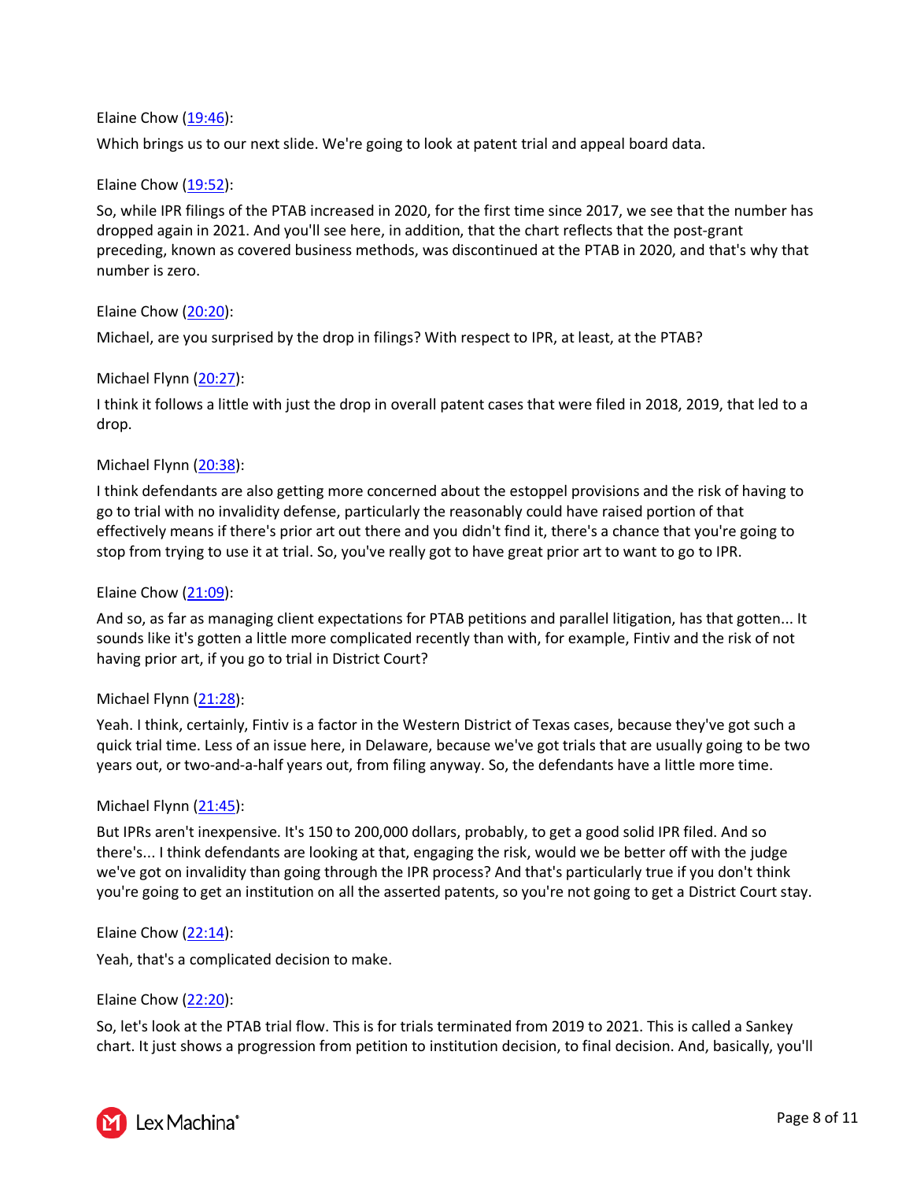Elaine Chow ([19:46](#)):

Which brings us to our next slide. We're going to look at patent trial and appeal board data.

Elaine Chow ([19:52](#)):

So, while IPR filings of the PTAB increased in 2020, for the first time since 2017, we see that the number has dropped again in 2021. And you'll see here, in addition, that the chart reflects that the post-grant preceding, known as covered business methods, was discontinued at the PTAB in 2020, and that's why that number is zero.

Elaine Chow ([20:20](#)):

Michael, are you surprised by the drop in filings? With respect to IPR, at least, at the PTAB?

Michael Flynn ([20:27](#)):

I think it follows a little with just the drop in overall patent cases that were filed in 2018, 2019, that led to a drop.

Michael Flynn ([20:38](#)):

I think defendants are also getting more concerned about the estoppel provisions and the risk of having to go to trial with no invalidity defense, particularly the reasonably could have raised portion of that effectively means if there's prior art out there and you didn't find it, there's a chance that you're going to stop from trying to use it at trial. So, you've really got to have great prior art to want to go to IPR.

Elaine Chow ([21:09](#)):

And so, as far as managing client expectations for PTAB petitions and parallel litigation, has that gotten... It sounds like it's gotten a little more complicated recently than with, for example, Fintiv and the risk of not having prior art, if you go to trial in District Court?

Michael Flynn ([21:28](#)):

Yeah. I think, certainly, Fintiv is a factor in the Western District of Texas cases, because they've got such a quick trial time. Less of an issue here, in Delaware, because we've got trials that are usually going to be two years out, or two-and-a-half years out, from filing anyway. So, the defendants have a little more time.

Michael Flynn ([21:45](#)):

But IPRs aren't inexpensive. It's 150 to 200,000 dollars, probably, to get a good solid IPR filed. And so there's... I think defendants are looking at that, engaging the risk, would we be better off with the judge we've got on invalidity than going through the IPR process? And that's particularly true if you don't think you're going to get an institution on all the asserted patents, so you're not going to get a District Court stay.

Elaine Chow ([22:14](#)):

Yeah, that's a complicated decision to make.

Elaine Chow ([22:20](#)):

So, let's look at the PTAB trial flow. This is for trials terminated from 2019 to 2021. This is called a Sankey chart. It just shows a progression from petition to institution decision, to final decision. And, basically, you'll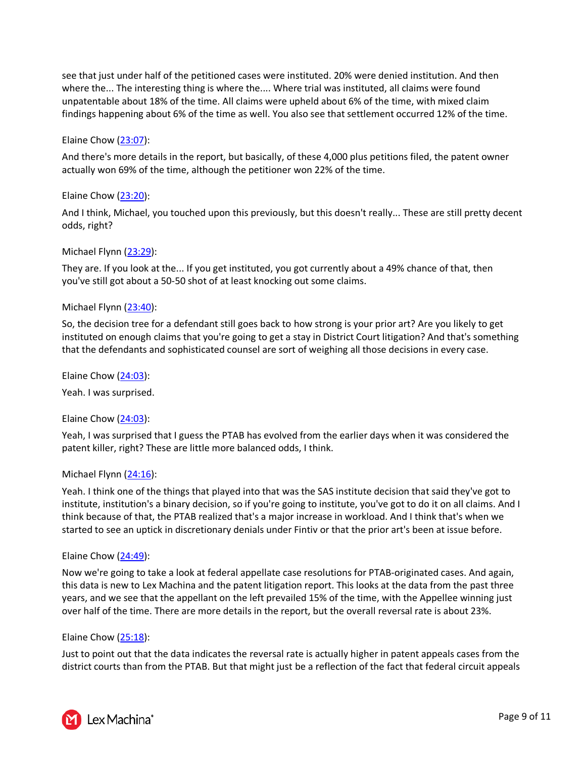see that just under half of the petitioned cases were instituted. 20% were denied institution. And then where the... The interesting thing is where the.... Where trial was instituted, all claims were found unpatentable about 18% of the time. All claims were upheld about 6% of the time, with mixed claim findings happening about 6% of the time as well. You also see that settlement occurred 12% of the time.

Elaine Chow ([23:07](#)):

And there's more details in the report, but basically, of these 4,000 plus petitions filed, the patent owner actually won 69% of the time, although the petitioner won 22% of the time.

Elaine Chow ([23:20](#)):

And I think, Michael, you touched upon this previously, but this doesn't really... These are still pretty decent odds, right?

Michael Flynn ([23:29](#)):

They are. If you look at the... If you get instituted, you got currently about a 49% chance of that, then you've still got about a 50-50 shot of at least knocking out some claims.

Michael Flynn ([23:40](#)):

So, the decision tree for a defendant still goes back to how strong is your prior art? Are you likely to get instituted on enough claims that you're going to get a stay in District Court litigation? And that's something that the defendants and sophisticated counsel are sort of weighing all those decisions in every case.

Elaine Chow ([24:03](#)):

Yeah. I was surprised.

Elaine Chow ([24:03](#)):

Yeah, I was surprised that I guess the PTAB has evolved from the earlier days when it was considered the patent killer, right? These are little more balanced odds, I think.

Michael Flynn ([24:16](#)):

Yeah. I think one of the things that played into that was the SAS institute decision that said they've got to institute, institution's a binary decision, so if you're going to institute, you've got to do it on all claims. And I think because of that, the PTAB realized that's a major increase in workload. And I think that's when we started to see an uptick in discretionary denials under Fintiv or that the prior art's been at issue before.

Elaine Chow ([24:49](#)):

Now we're going to take a look at federal appellate case resolutions for PTAB-originated cases. And again, this data is new to Lex Machina and the patent litigation report. This looks at the data from the past three years, and we see that the appellant on the left prevailed 15% of the time, with the Appellee winning just over half of the time. There are more details in the report, but the overall reversal rate is about 23%.

Elaine Chow ([25:18](#)):

Just to point out that the data indicates the reversal rate is actually higher in patent appeals cases from the district courts than from the PTAB. But that might just be a reflection of the fact that federal circuit appeals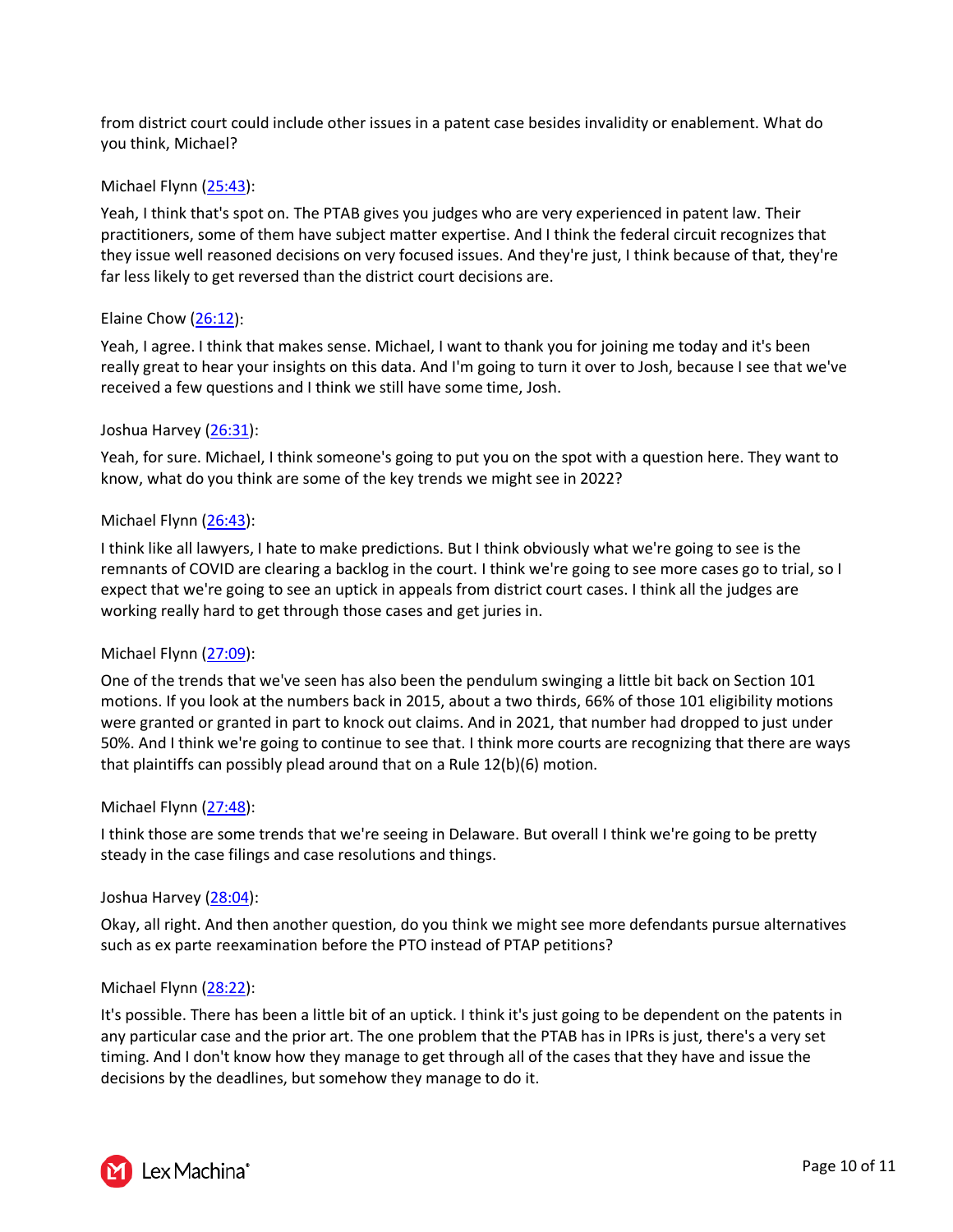from district court could include other issues in a patent case besides invalidity or enablement. What do you think, Michael?

Michael Flynn ([25:43](#)):

Yeah, I think that's spot on. The PTAB gives you judges who are very experienced in patent law. Their practitioners, some of them have subject matter expertise. And I think the federal circuit recognizes that they issue well reasoned decisions on very focused issues. And they're just, I think because of that, they're far less likely to get reversed than the district court decisions are.

Elaine Chow ([26:12](#)):

Yeah, I agree. I think that makes sense. Michael, I want to thank you for joining me today and it's been really great to hear your insights on this data. And I'm going to turn it over to Josh, because I see that we've received a few questions and I think we still have some time, Josh.

Joshua Harvey ([26:31](#)):

Yeah, for sure. Michael, I think someone's going to put you on the spot with a question here. They want to know, what do you think are some of the key trends we might see in 2022?

Michael Flynn ([26:43](#)):

I think like all lawyers, I hate to make predictions. But I think obviously what we're going to see is the remnants of COVID are clearing a backlog in the court. I think we're going to see more cases go to trial, so I expect that we're going to see an uptick in appeals from district court cases. I think all the judges are working really hard to get through those cases and get juries in.

Michael Flynn ([27:09](#)):

One of the trends that we've seen has also been the pendulum swinging a little bit back on Section 101 motions. If you look at the numbers back in 2015, about a two thirds, 66% of those 101 eligibility motions were granted or granted in part to knock out claims. And in 2021, that number had dropped to just under 50%. And I think we're going to continue to see that. I think more courts are recognizing that there are ways that plaintiffs can possibly plead around that on a Rule 12(b)(6) motion.

Michael Flynn ([27:48](#)):

I think those are some trends that we're seeing in Delaware. But overall I think we're going to be pretty steady in the case filings and case resolutions and things.

Joshua Harvey ([28:04](#)):

Okay, all right. And then another question, do you think we might see more defendants pursue alternatives such as ex parte reexamination before the PTO instead of PTAP petitions?

Michael Flynn ([28:22](#)):

It's possible. There has been a little bit of an uptick. I think it's just going to be dependent on the patents in any particular case and the prior art. The one problem that the PTAB has in IPRs is just, there's a very set timing. And I don't know how they manage to get through all of the cases that they have and issue the decisions by the deadlines, but somehow they manage to do it.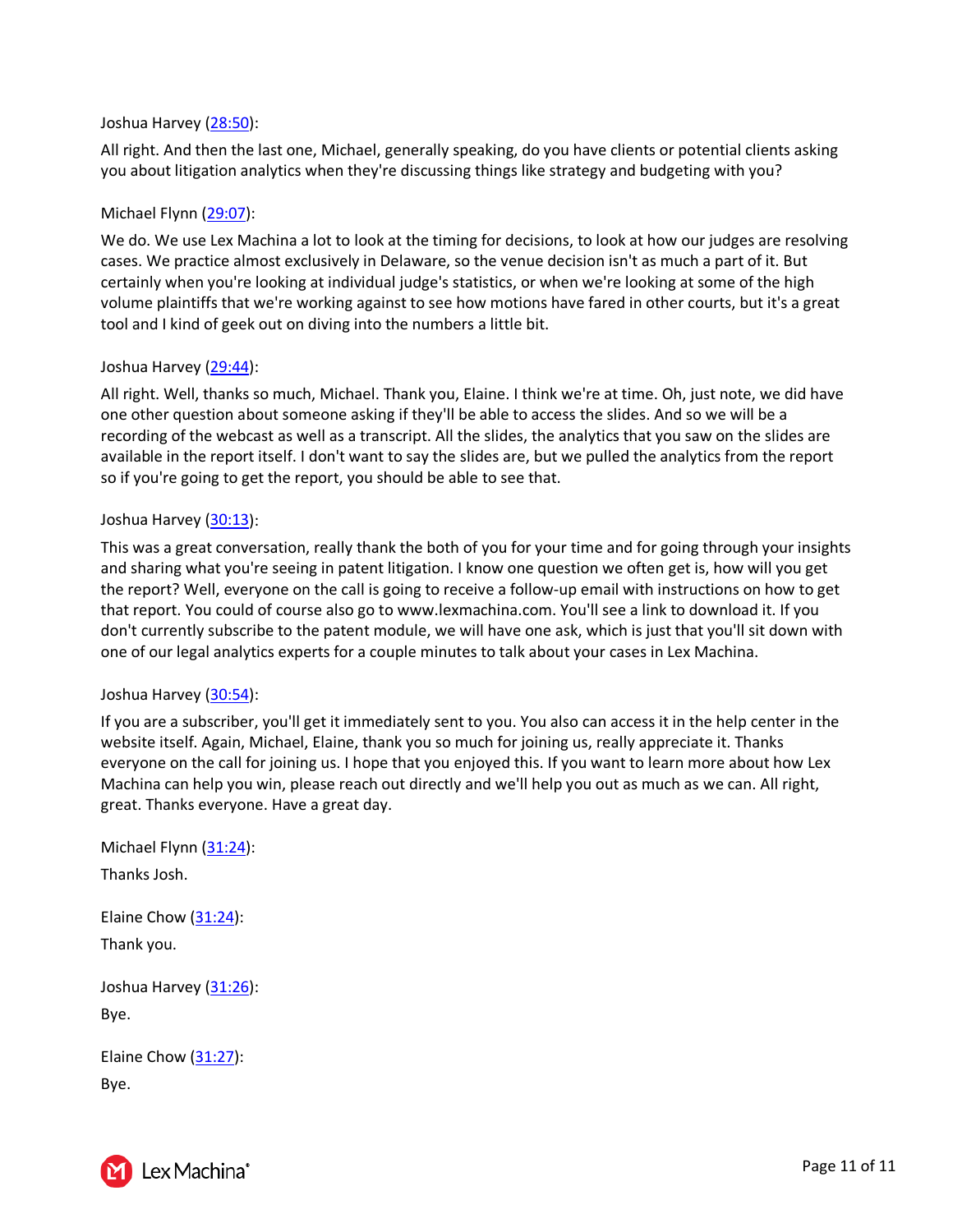Joshua Harvey ([28:50](#)):

All right. And then the last one, Michael, generally speaking, do you have clients or potential clients asking you about litigation analytics when they're discussing things like strategy and budgeting with you?

Michael Flynn ([29:07](#)):

We do. We use Lex Machina a lot to look at the timing for decisions, to look at how our judges are resolving cases. We practice almost exclusively in Delaware, so the venue decision isn't as much a part of it. But certainly when you're looking at individual judge's statistics, or when we're looking at some of the high volume plaintiffs that we're working against to see how motions have fared in other courts, but it's a great tool and I kind of geek out on diving into the numbers a little bit.

Joshua Harvey ([29:44](#)):

All right. Well, thanks so much, Michael. Thank you, Elaine. I think we're at time. Oh, just note, we did have one other question about someone asking if they'll be able to access the slides. And so we will be a recording of the webcast as well as a transcript. All the slides, the analytics that you saw on the slides are available in the report itself. I don't want to say the slides are, but we pulled the analytics from the report so if you're going to get the report, you should be able to see that.

Joshua Harvey ([30:13](#)):

This was a great conversation, really thank the both of you for your time and for going through your insights and sharing what you're seeing in patent litigation. I know one question we often get is, how will you get the report? Well, everyone on the call is going to receive a follow-up email with instructions on how to get that report. You could of course also go to www.lexmachina.com. You'll see a link to download it. If you don't currently subscribe to the patent module, we will have one ask, which is just that you'll sit down with one of our legal analytics experts for a couple minutes to talk about your cases in Lex Machina.

Joshua Harvey ([30:54](#)):

If you are a subscriber, you'll get it immediately sent to you. You also can access it in the help center in the website itself. Again, Michael, Elaine, thank you so much for joining us, really appreciate it. Thanks everyone on the call for joining us. I hope that you enjoyed this. If you want to learn more about how Lex Machina can help you win, please reach out directly and we'll help you out as much as we can. All right, great. Thanks everyone. Have a great day.

Michael Flynn ([31:24](#)):

Thanks Josh.

Elaine Chow ([31:24](#)):

Thank you.

Joshua Harvey ([31:26](#)):

Bye.

Elaine Chow ([31:27](#)):

Bye.